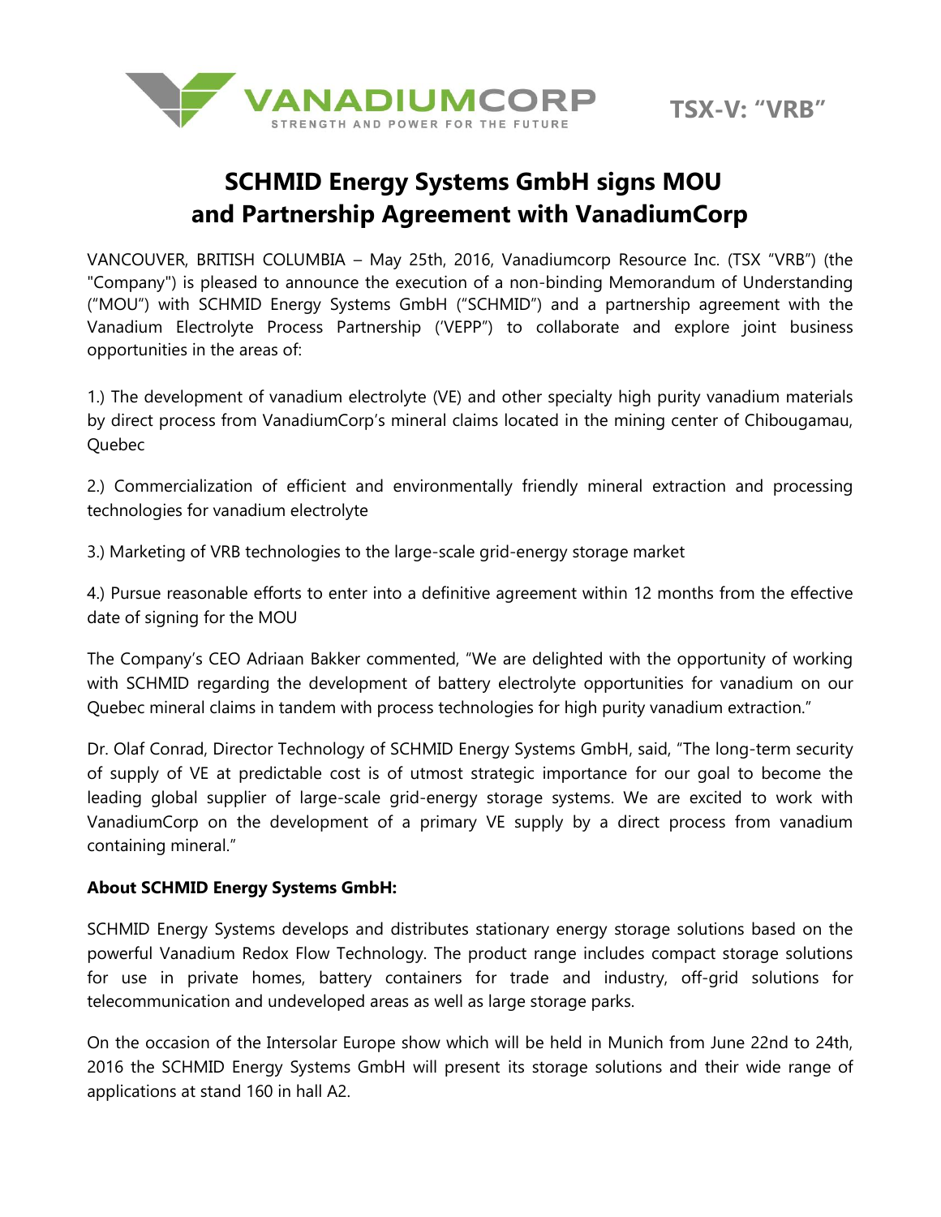VANADIUMCORP

STRENGTH AND POWER FOR THE FUTURE

TSX-V: "VRB"

# SCHMID Energy Systems GmbH signs MOU and Partnership Agreement with VanadiumCorp

VANCOUVER, BRITISH COLUMBIA – May 25th, 2016, Vanadiumcorp Resource Inc. (TSX "VRB") (the "Company") is pleased to announce the execution of a non-binding Memorandum of Understanding ("MOU") with SCHMID Energy Systems GmbH ("SCHMID") and a partnership agreement with the Vanadium Electrolyte Process Partnership ('VEPP") to collaborate and explore joint business opportunities in the areas of:

1.) The development of vanadium electrolyte (VE) and other specialty high purity vanadium materials by direct process from VanadiumCorp's mineral claims located in the mining center of Chibougamau, Quebec

2.) Commercialization of efficient and environmentally friendly mineral extraction and processing technologies for vanadium electrolyte

3.) Marketing of VRB technologies to the large-scale grid-energy storage market

4.) Pursue reasonable efforts to enter into a definitive agreement within 12 months from the effective date of signing for the MOU

The Company's CEO Adriaan Bakker commented, "We are delighted with the opportunity of working with SCHMID regarding the development of battery electrolyte opportunities for vanadium on our Quebec mineral claims in tandem with process technologies for high purity vanadium extraction."

Dr. Olaf Conrad, Director Technology of SCHMID Energy Systems GmbH, said, "The long-term security of supply of VE at predictable cost is of utmost strategic importance for our goal to become the leading global supplier of large-scale grid-energy storage systems. We are excited to work with VanadiumCorp on the development of a primary VE supply by a direct process from vanadium containing mineral."

**About SCHMID Energy Systems GmbH:**

SCHMID Energy Systems develops and distributes stationary energy storage solutions based on the powerful Vanadium Redox Flow Technology. The product range includes compact storage solutions for use in private homes, battery containers for trade and industry, off-grid solutions for telecommunication and undeveloped areas as well as large storage parks.

On the occasion of the Intersolar Europe show which will be held in Munich from June 22nd to 24th, 2016 the SCHMID Energy Systems GmbH will present its storage solutions and their wide range of applications at stand 160 in hall A2.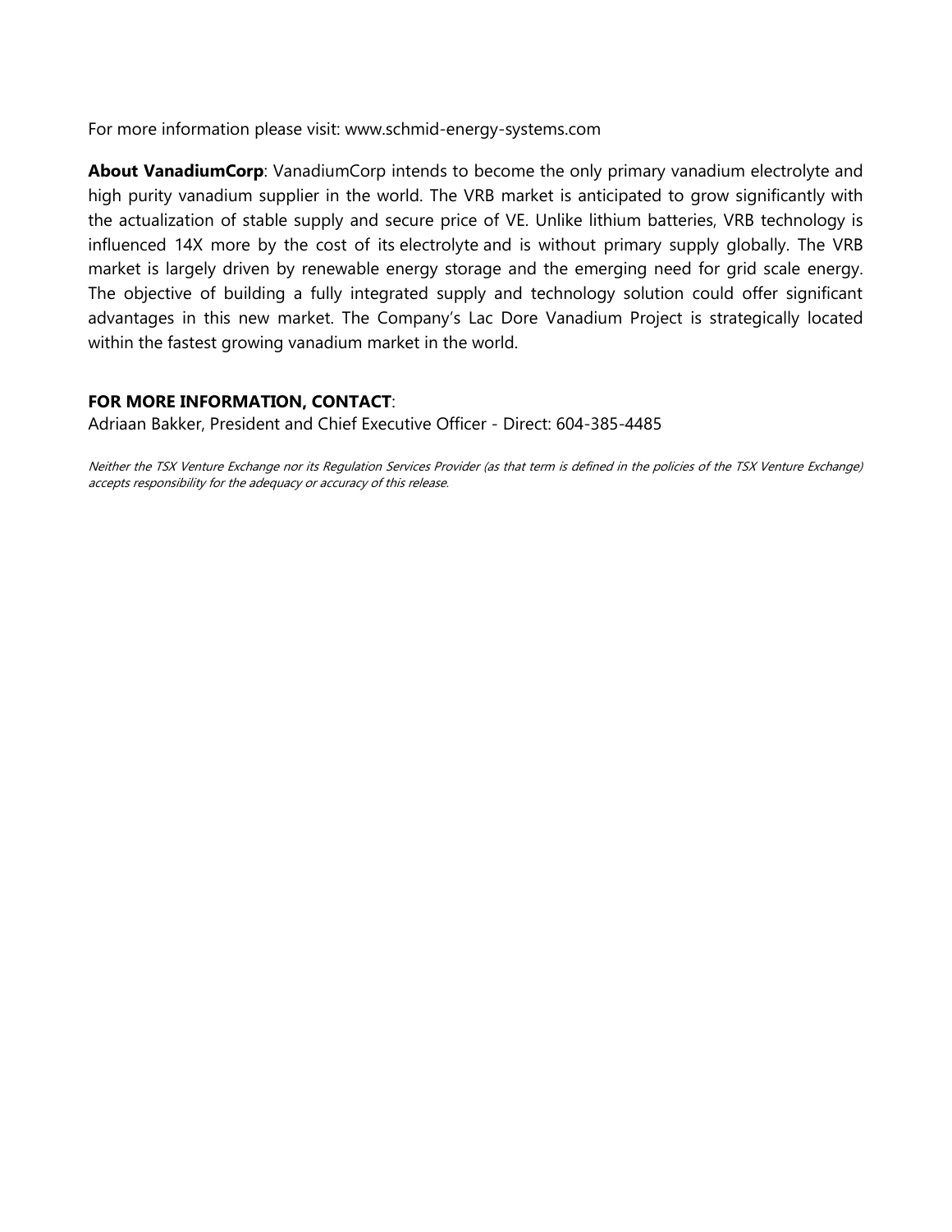For more information please visit: www.schmid-energy-systems.com

**About VanadiumCorp**: VanadiumCorp intends to become the only primary vanadium electrolyte and high purity vanadium supplier in the world. The VRB market is anticipated to grow significantly with the actualization of stable supply and secure price of VE. Unlike lithium batteries, VRB technology is influenced 14X more by the cost of its electrolyte and is without primary supply globally. The VRB market is largely driven by renewable energy storage and the emerging need for grid scale energy. The objective of building a fully integrated supply and technology solution could offer significant advantages in this new market. The Company's Lac Dore Vanadium Project is strategically located within the fastest growing vanadium market in the world.

**FOR MORE INFORMATION, CONTACT**:
Adriaan Bakker, President and Chief Executive Officer - Direct: 604-385-4485

*Neither the TSX Venture Exchange nor its Regulation Services Provider (as that term is defined in the policies of the TSX Venture Exchange) accepts responsibility for the adequacy or accuracy of this release.*